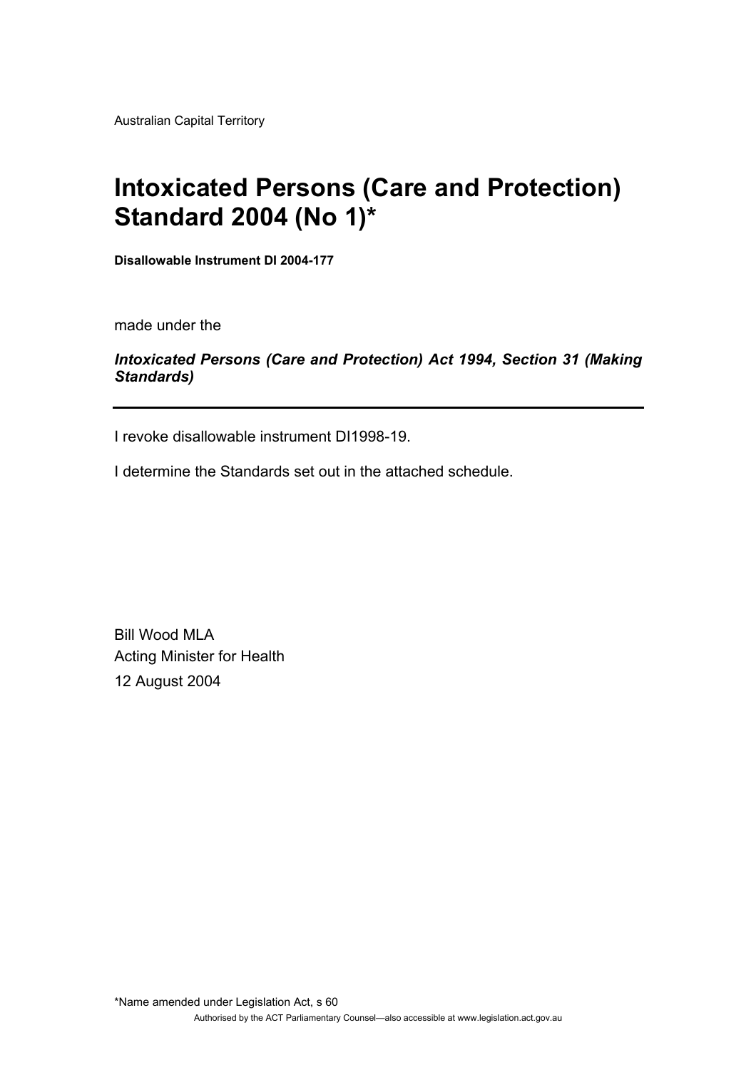Australian Capital Territory

# Intoxicated Persons (Care and Protection) Standard 2004 (No 1)*

**Disallowable Instrument DI 2004-177**

made under the

***Intoxicated Persons (Care and Protection) Act 1994, Section 31 (Making Standards)***

---

I revoke disallowable instrument DI1998-19.

I determine the Standards set out in the attached schedule.

Bill Wood MLA  
Acting Minister for Health  
12 August 2004

*Name amended under Legislation Act, s 60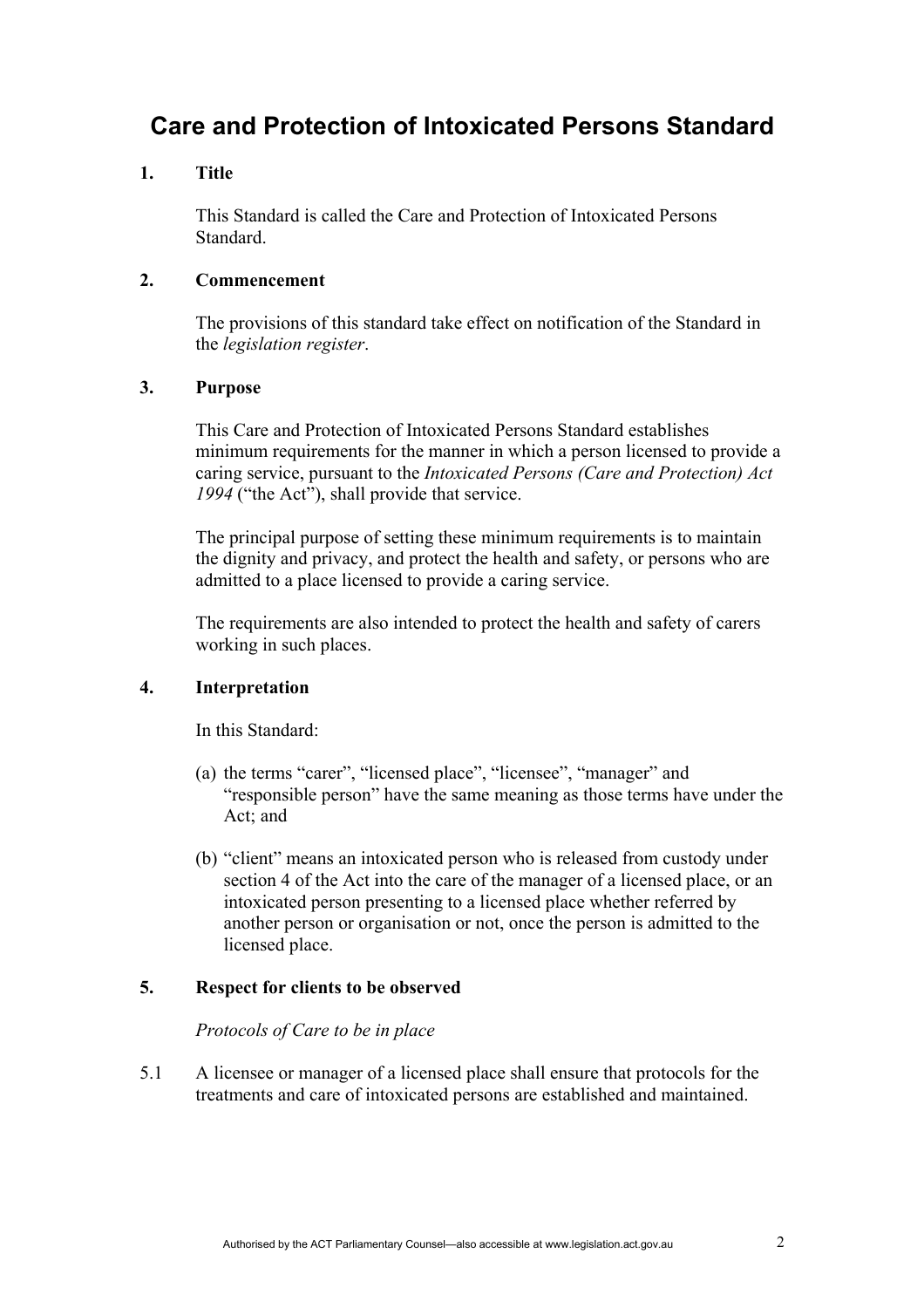# Care and Protection of Intoxicated Persons Standard

**1. Title**

This Standard is called the Care and Protection of Intoxicated Persons Standard.

**2. Commencement**

The provisions of this standard take effect on notification of the Standard in the *legislation register*.

**3. Purpose**

This Care and Protection of Intoxicated Persons Standard establishes minimum requirements for the manner in which a person licensed to provide a caring service, pursuant to the *Intoxicated Persons (Care and Protection) Act 1994* ("the Act"), shall provide that service.

The principal purpose of setting these minimum requirements is to maintain the dignity and privacy, and protect the health and safety, or persons who are admitted to a place licensed to provide a caring service.

The requirements are also intended to protect the health and safety of carers working in such places.

**4. Interpretation**

In this Standard:

(a) the terms "carer", "licensed place", "licensee", "manager" and "responsible person" have the same meaning as those terms have under the Act; and

(b) "client" means an intoxicated person who is released from custody under section 4 of the Act into the care of the manager of a licensed place, or an intoxicated person presenting to a licensed place whether referred by another person or organisation or not, once the person is admitted to the licensed place.

**5. Respect for clients to be observed**

*Protocols of Care to be in place*

5.1 A licensee or manager of a licensed place shall ensure that protocols for the treatments and care of intoxicated persons are established and maintained.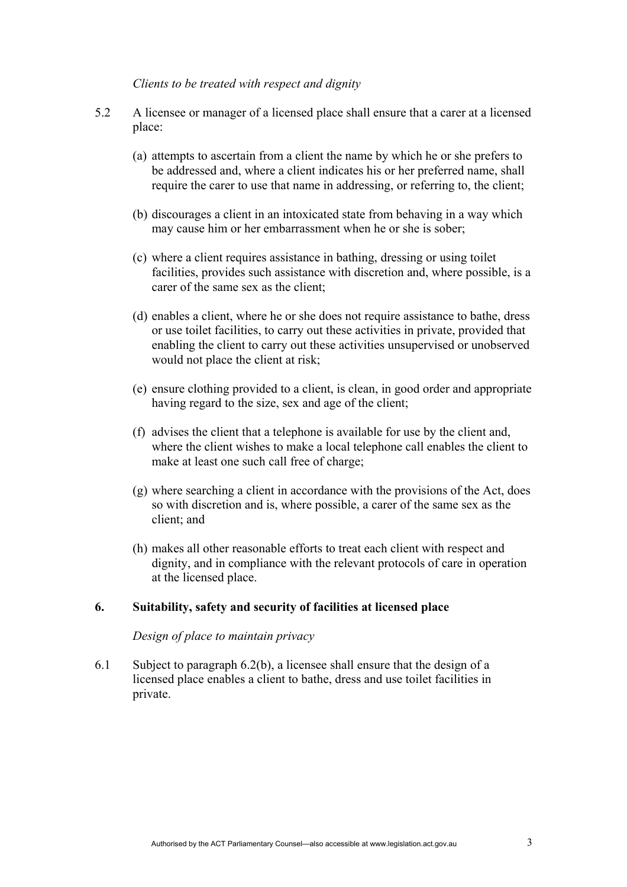*Clients to be treated with respect and dignity*

5.2 A licensee or manager of a licensed place shall ensure that a carer at a licensed place:

(a) attempts to ascertain from a client the name by which he or she prefers to be addressed and, where a client indicates his or her preferred name, shall require the carer to use that name in addressing, or referring to, the client;

(b) discourages a client in an intoxicated state from behaving in a way which may cause him or her embarrassment when he or she is sober;

(c) where a client requires assistance in bathing, dressing or using toilet facilities, provides such assistance with discretion and, where possible, is a carer of the same sex as the client;

(d) enables a client, where he or she does not require assistance to bathe, dress or use toilet facilities, to carry out these activities in private, provided that enabling the client to carry out these activities unsupervised or unobserved would not place the client at risk;

(e) ensure clothing provided to a client, is clean, in good order and appropriate having regard to the size, sex and age of the client;

(f) advises the client that a telephone is available for use by the client and, where the client wishes to make a local telephone call enables the client to make at least one such call free of charge;

(g) where searching a client in accordance with the provisions of the Act, does so with discretion and is, where possible, a carer of the same sex as the client; and

(h) makes all other reasonable efforts to treat each client with respect and dignity, and in compliance with the relevant protocols of care in operation at the licensed place.

## 6. Suitability, safety and security of facilities at licensed place

*Design of place to maintain privacy*

6.1 Subject to paragraph 6.2(b), a licensee shall ensure that the design of a licensed place enables a client to bathe, dress and use toilet facilities in private.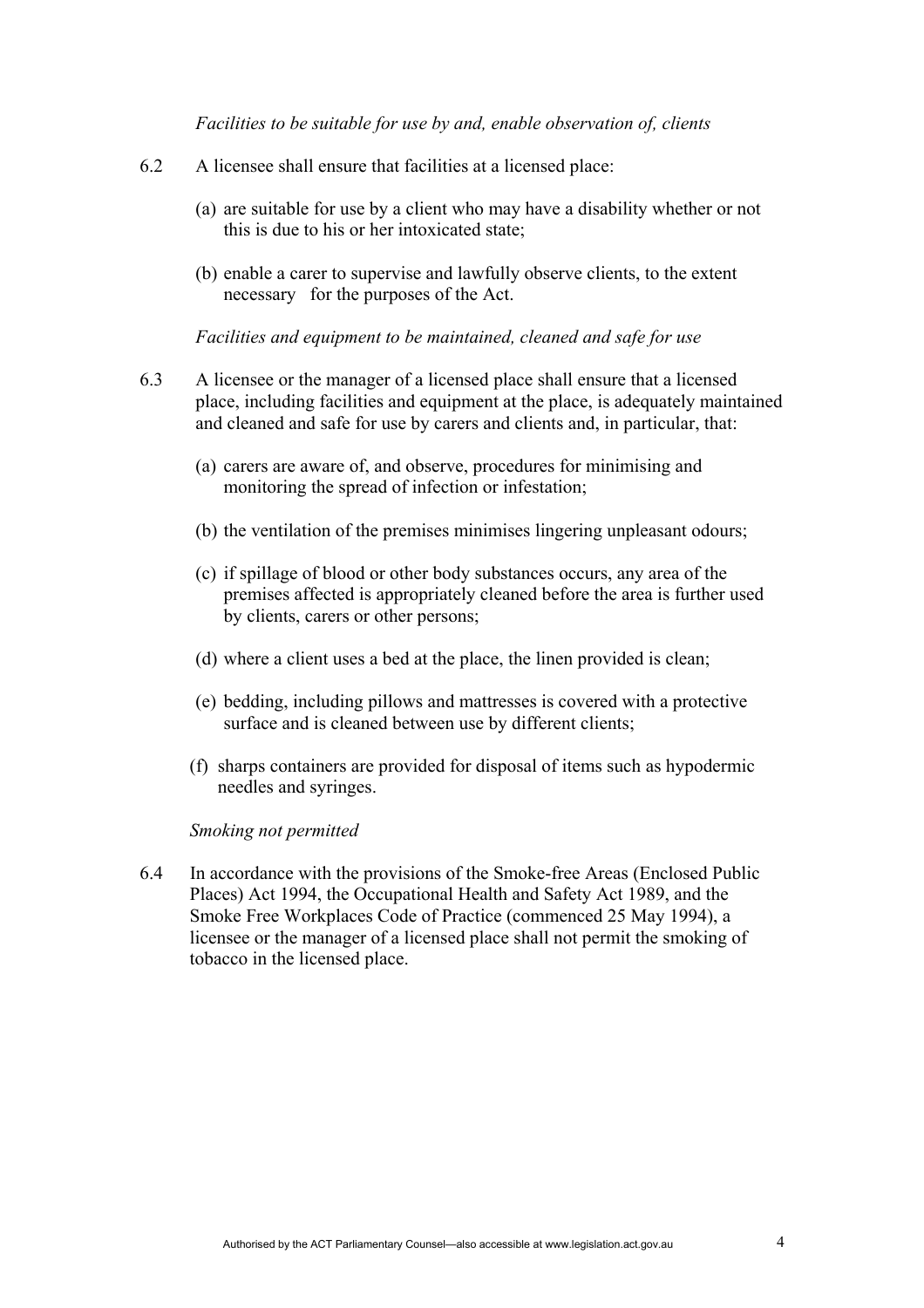*Facilities to be suitable for use by and, enable observation of, clients*

6.2 A licensee shall ensure that facilities at a licensed place:

(a) are suitable for use by a client who may have a disability whether or not this is due to his or her intoxicated state;

(b) enable a carer to supervise and lawfully observe clients, to the extent necessary for the purposes of the Act.

*Facilities and equipment to be maintained, cleaned and safe for use*

6.3 A licensee or the manager of a licensed place shall ensure that a licensed place, including facilities and equipment at the place, is adequately maintained and cleaned and safe for use by carers and clients and, in particular, that:

(a) carers are aware of, and observe, procedures for minimising and monitoring the spread of infection or infestation;

(b) the ventilation of the premises minimises lingering unpleasant odours;

(c) if spillage of blood or other body substances occurs, any area of the premises affected is appropriately cleaned before the area is further used by clients, carers or other persons;

(d) where a client uses a bed at the place, the linen provided is clean;

(e) bedding, including pillows and mattresses is covered with a protective surface and is cleaned between use by different clients;

(f) sharps containers are provided for disposal of items such as hypodermic needles and syringes.

*Smoking not permitted*

6.4 In accordance with the provisions of the Smoke-free Areas (Enclosed Public Places) Act 1994, the Occupational Health and Safety Act 1989, and the Smoke Free Workplaces Code of Practice (commenced 25 May 1994), a licensee or the manager of a licensed place shall not permit the smoking of tobacco in the licensed place.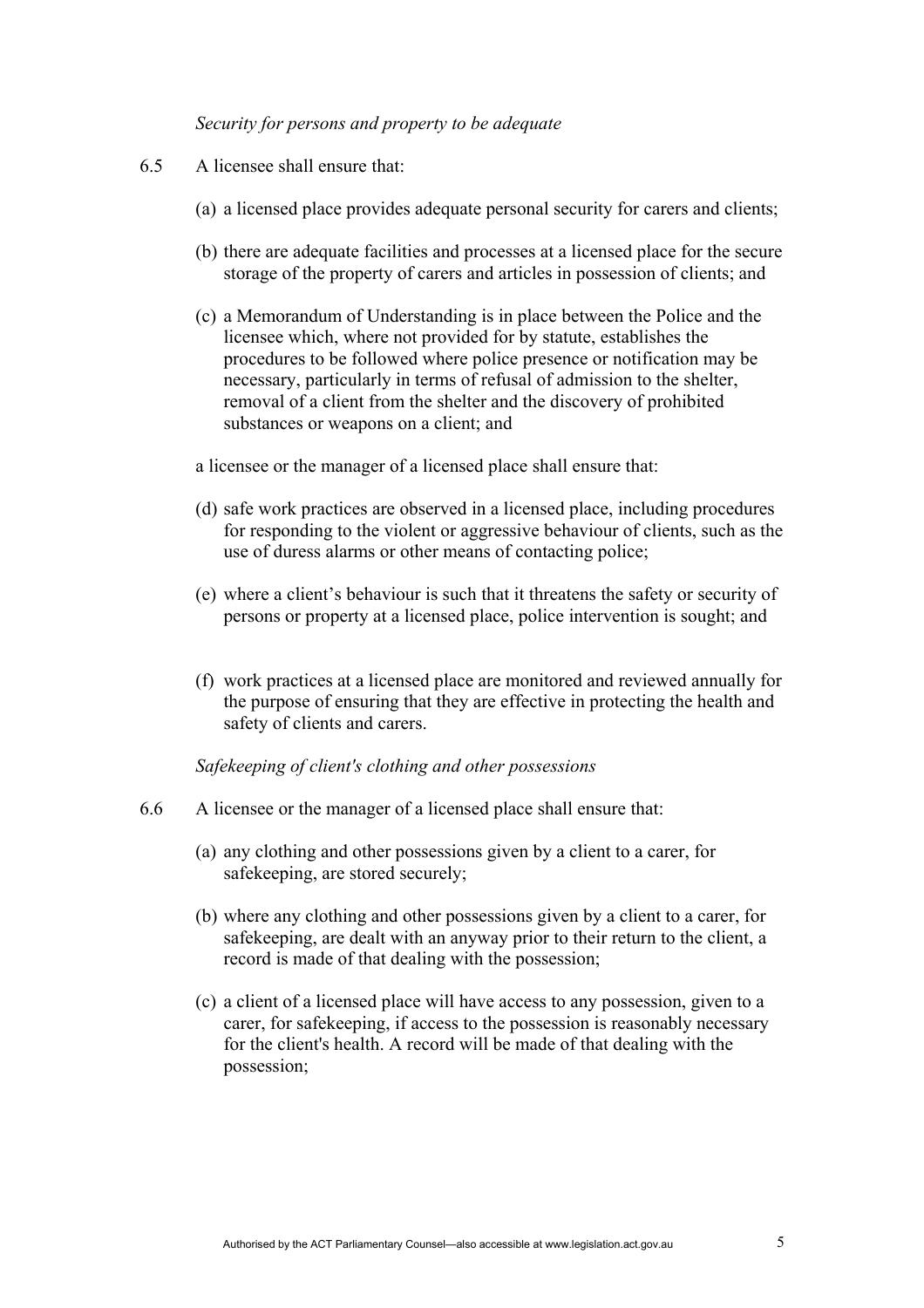*Security for persons and property to be adequate*

6.5 A licensee shall ensure that:

(a) a licensed place provides adequate personal security for carers and clients;

(b) there are adequate facilities and processes at a licensed place for the secure storage of the property of carers and articles in possession of clients; and

(c) a Memorandum of Understanding is in place between the Police and the licensee which, where not provided for by statute, establishes the procedures to be followed where police presence or notification may be necessary, particularly in terms of refusal of admission to the shelter, removal of a client from the shelter and the discovery of prohibited substances or weapons on a client; and

a licensee or the manager of a licensed place shall ensure that:

(d) safe work practices are observed in a licensed place, including procedures for responding to the violent or aggressive behaviour of clients, such as the use of duress alarms or other means of contacting police;

(e) where a client's behaviour is such that it threatens the safety or security of persons or property at a licensed place, police intervention is sought; and

(f) work practices at a licensed place are monitored and reviewed annually for the purpose of ensuring that they are effective in protecting the health and safety of clients and carers.

*Safekeeping of client's clothing and other possessions*

6.6 A licensee or the manager of a licensed place shall ensure that:

(a) any clothing and other possessions given by a client to a carer, for safekeeping, are stored securely;

(b) where any clothing and other possessions given by a client to a carer, for safekeeping, are dealt with an anyway prior to their return to the client, a record is made of that dealing with the possession;

(c) a client of a licensed place will have access to any possession, given to a carer, for safekeeping, if access to the possession is reasonably necessary for the client's health. A record will be made of that dealing with the possession;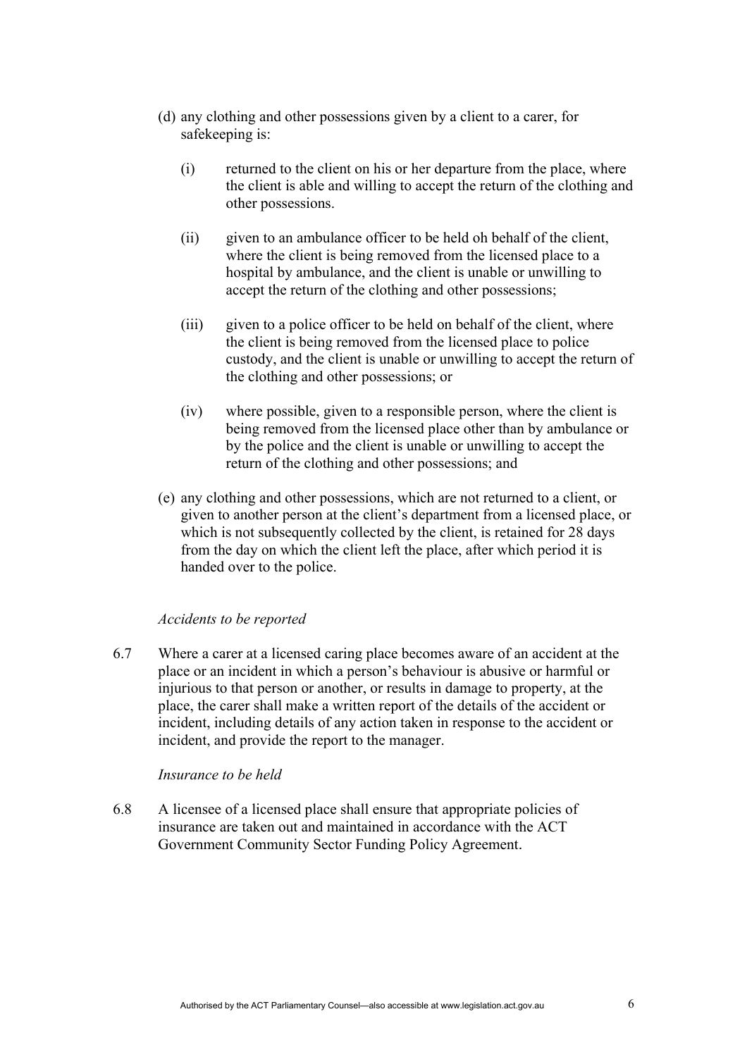(d) any clothing and other possessions given by a client to a carer, for safekeeping is:

    (i) returned to the client on his or her departure from the place, where the client is able and willing to accept the return of the clothing and other possessions.

    (ii) given to an ambulance officer to be held oh behalf of the client, where the client is being removed from the licensed place to a hospital by ambulance, and the client is unable or unwilling to accept the return of the clothing and other possessions;

    (iii) given to a police officer to be held on behalf of the client, where the client is being removed from the licensed place to police custody, and the client is unable or unwilling to accept the return of the clothing and other possessions; or

    (iv) where possible, given to a responsible person, where the client is being removed from the licensed place other than by ambulance or by the police and the client is unable or unwilling to accept the return of the clothing and other possessions; and

(e) any clothing and other possessions, which are not returned to a client, or given to another person at the client's department from a licensed place, or which is not subsequently collected by the client, is retained for 28 days from the day on which the client left the place, after which period it is handed over to the police.

*Accidents to be reported*

6.7 Where a carer at a licensed caring place becomes aware of an accident at the place or an incident in which a person's behaviour is abusive or harmful or injurious to that person or another, or results in damage to property, at the place, the carer shall make a written report of the details of the accident or incident, including details of any action taken in response to the accident or incident, and provide the report to the manager.

*Insurance to be held*

6.8 A licensee of a licensed place shall ensure that appropriate policies of insurance are taken out and maintained in accordance with the ACT Government Community Sector Funding Policy Agreement.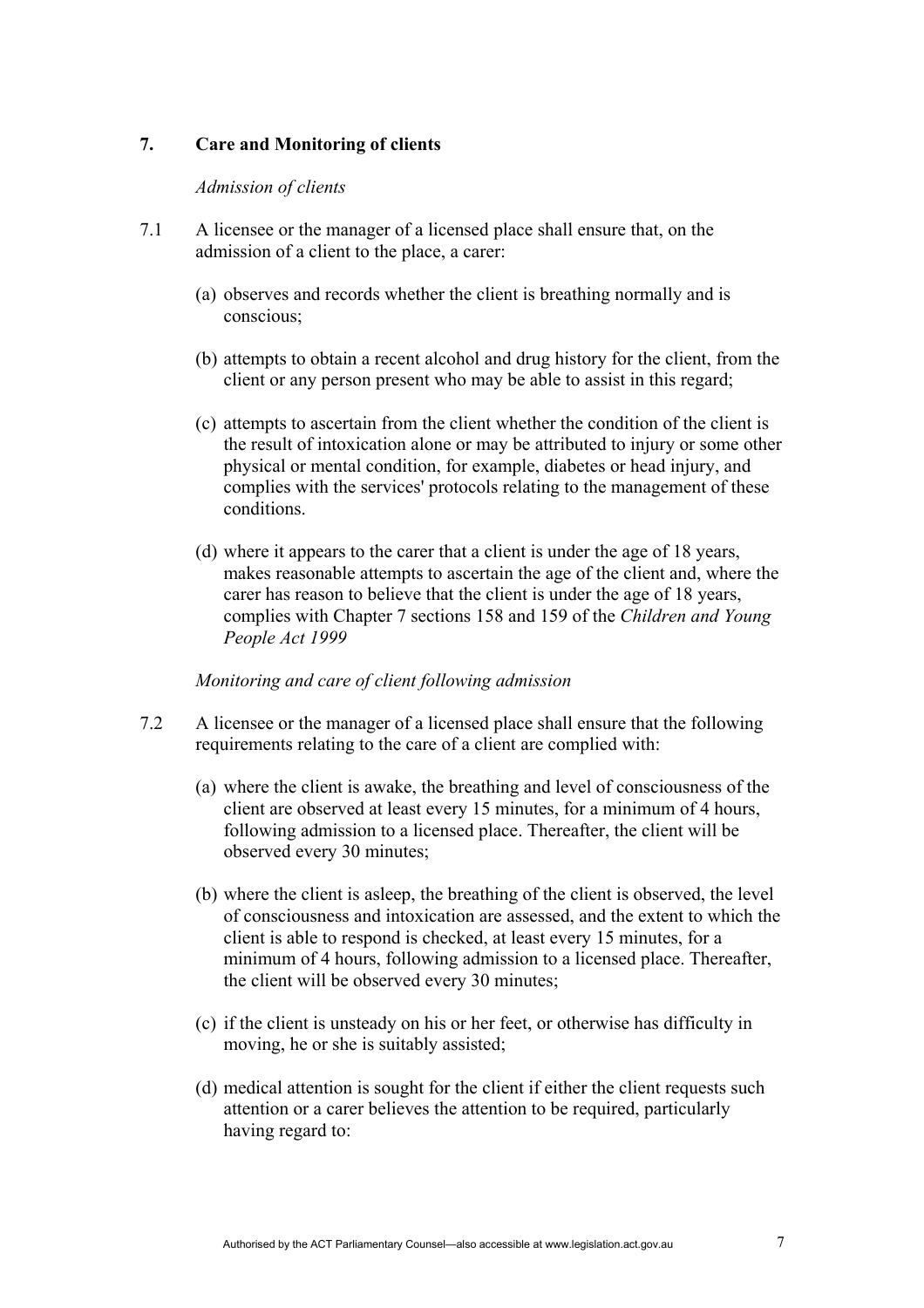## 7. Care and Monitoring of clients

*Admission of clients*

7.1 A licensee or the manager of a licensed place shall ensure that, on the admission of a client to the place, a carer:

(a) observes and records whether the client is breathing normally and is conscious;

(b) attempts to obtain a recent alcohol and drug history for the client, from the client or any person present who may be able to assist in this regard;

(c) attempts to ascertain from the client whether the condition of the client is the result of intoxication alone or may be attributed to injury or some other physical or mental condition, for example, diabetes or head injury, and complies with the services' protocols relating to the management of these conditions.

(d) where it appears to the carer that a client is under the age of 18 years, makes reasonable attempts to ascertain the age of the client and, where the carer has reason to believe that the client is under the age of 18 years, complies with Chapter 7 sections 158 and 159 of the *Children and Young People Act 1999*

*Monitoring and care of client following admission*

7.2 A licensee or the manager of a licensed place shall ensure that the following requirements relating to the care of a client are complied with:

(a) where the client is awake, the breathing and level of consciousness of the client are observed at least every 15 minutes, for a minimum of 4 hours, following admission to a licensed place. Thereafter, the client will be observed every 30 minutes;

(b) where the client is asleep, the breathing of the client is observed, the level of consciousness and intoxication are assessed, and the extent to which the client is able to respond is checked, at least every 15 minutes, for a minimum of 4 hours, following admission to a licensed place. Thereafter, the client will be observed every 30 minutes;

(c) if the client is unsteady on his or her feet, or otherwise has difficulty in moving, he or she is suitably assisted;

(d) medical attention is sought for the client if either the client requests such attention or a carer believes the attention to be required, particularly having regard to: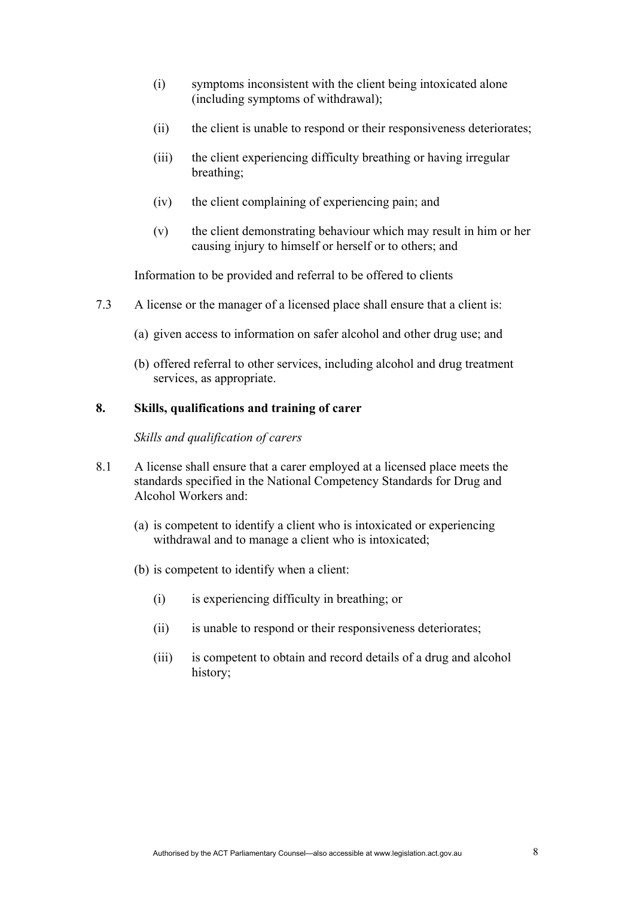(i) symptoms inconsistent with the client being intoxicated alone (including symptoms of withdrawal);

(ii) the client is unable to respond or their responsiveness deteriorates;

(iii) the client experiencing difficulty breathing or having irregular breathing;

(iv) the client complaining of experiencing pain; and

(v) the client demonstrating behaviour which may result in him or her causing injury to himself or herself or to others; and

Information to be provided and referral to be offered to clients

7.3 A license or the manager of a licensed place shall ensure that a client is:

(a) given access to information on safer alcohol and other drug use; and

(b) offered referral to other services, including alcohol and drug treatment services, as appropriate.

**8. Skills, qualifications and training of carer**

*Skills and qualification of carers*

8.1 A license shall ensure that a carer employed at a licensed place meets the standards specified in the National Competency Standards for Drug and Alcohol Workers and:

(a) is competent to identify a client who is intoxicated or experiencing withdrawal and to manage a client who is intoxicated;

(b) is competent to identify when a client:

(i) is experiencing difficulty in breathing; or

(ii) is unable to respond or their responsiveness deteriorates;

(iii) is competent to obtain and record details of a drug and alcohol history;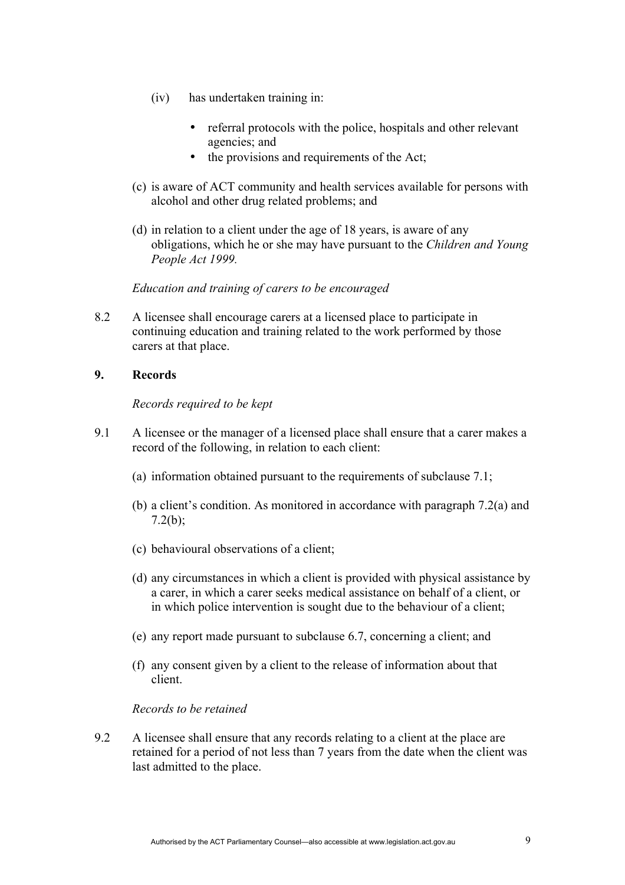(iv) has undertaken training in:

- referral protocols with the police, hospitals and other relevant agencies; and
- the provisions and requirements of the Act;

(c) is aware of ACT community and health services available for persons with alcohol and other drug related problems; and

(d) in relation to a client under the age of 18 years, is aware of any obligations, which he or she may have pursuant to the *Children and Young People Act 1999.*

*Education and training of carers to be encouraged*

8.2 A licensee shall encourage carers at a licensed place to participate in continuing education and training related to the work performed by those carers at that place.

**9. Records**

*Records required to be kept*

9.1 A licensee or the manager of a licensed place shall ensure that a carer makes a record of the following, in relation to each client:

(a) information obtained pursuant to the requirements of subclause 7.1;

(b) a client's condition. As monitored in accordance with paragraph 7.2(a) and 7.2(b);

(c) behavioural observations of a client;

(d) any circumstances in which a client is provided with physical assistance by a carer, in which a carer seeks medical assistance on behalf of a client, or in which police intervention is sought due to the behaviour of a client;

(e) any report made pursuant to subclause 6.7, concerning a client; and

(f) any consent given by a client to the release of information about that client.

*Records to be retained*

9.2 A licensee shall ensure that any records relating to a client at the place are retained for a period of not less than 7 years from the date when the client was last admitted to the place.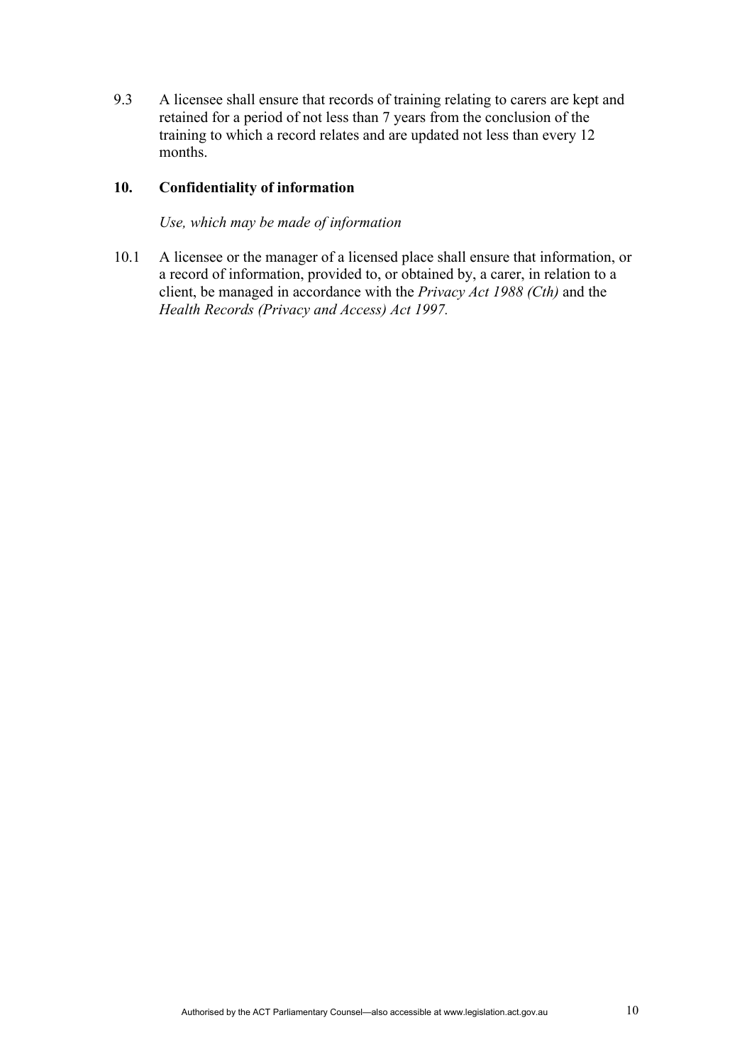9.3 A licensee shall ensure that records of training relating to carers are kept and retained for a period of not less than 7 years from the conclusion of the training to which a record relates and are updated not less than every 12 months.

## 10. Confidentiality of information

*Use, which may be made of information*

10.1 A licensee or the manager of a licensed place shall ensure that information, or a record of information, provided to, or obtained by, a carer, in relation to a client, be managed in accordance with the *Privacy Act 1988 (Cth)* and the *Health Records (Privacy and Access) Act 1997.*